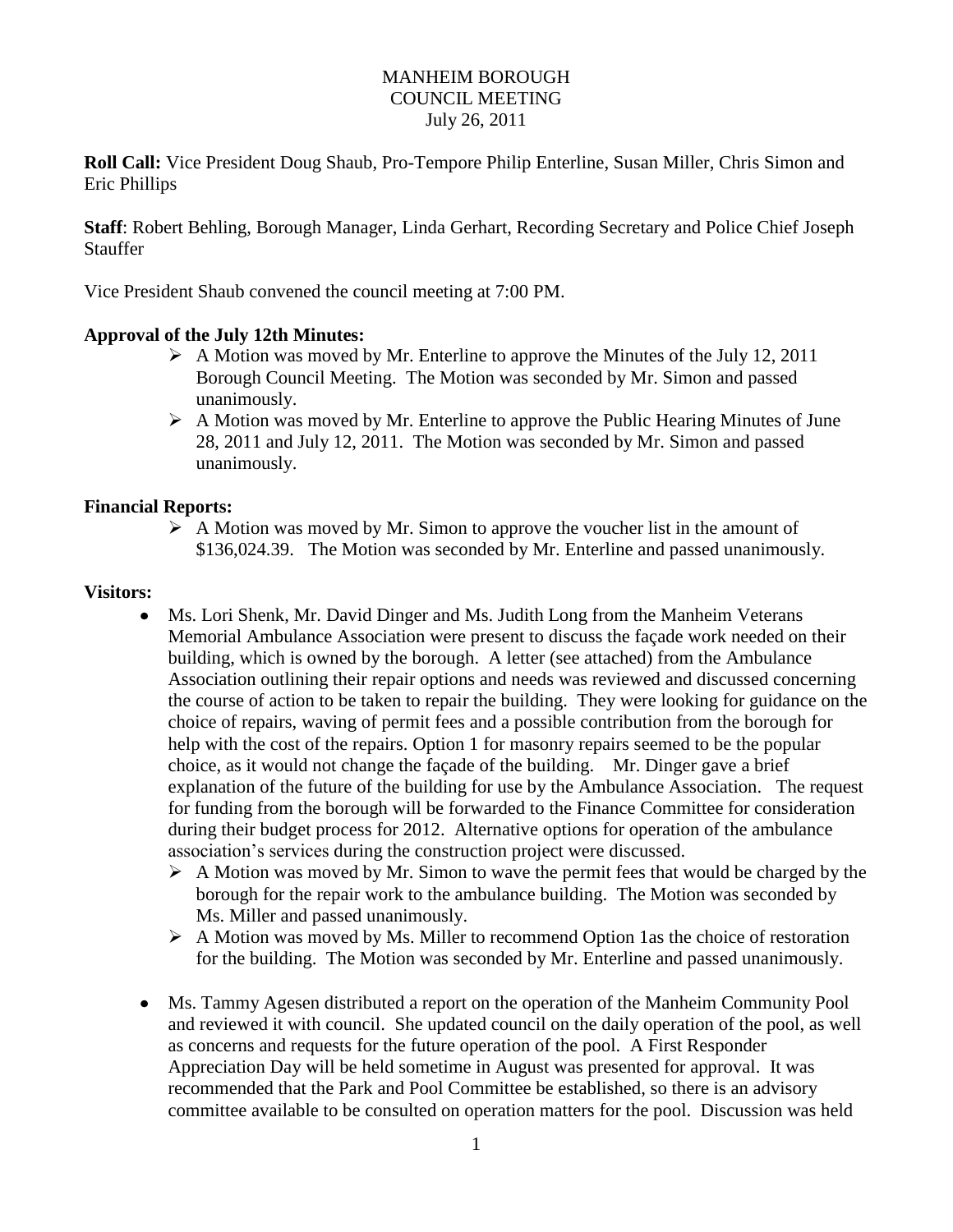# MANHEIM BOROUGH
## COUNCIL MEETING
### July 26, 2011

**Roll Call:** Vice President Doug Shaub, Pro-Tempore Philip Enterline, Susan Miller, Chris Simon and Eric Phillips

**Staff**: Robert Behling, Borough Manager, Linda Gerhart, Recording Secretary and Police Chief Joseph Stauffer

Vice President Shaub convened the council meeting at 7:00 PM.

**Approval of the July 12th Minutes:**

- A Motion was moved by Mr. Enterline to approve the Minutes of the July 12, 2011 Borough Council Meeting. The Motion was seconded by Mr. Simon and passed unanimously.
- A Motion was moved by Mr. Enterline to approve the Public Hearing Minutes of June 28, 2011 and July 12, 2011. The Motion was seconded by Mr. Simon and passed unanimously.

**Financial Reports:**

- A Motion was moved by Mr. Simon to approve the voucher list in the amount of $136,024.39. The Motion was seconded by Mr. Enterline and passed unanimously.

**Visitors:**

- Ms. Lori Shenk, Mr. David Dinger and Ms. Judith Long from the Manheim Veterans Memorial Ambulance Association were present to discuss the façade work needed on their building, which is owned by the borough. A letter (see attached) from the Ambulance Association outlining their repair options and needs was reviewed and discussed concerning the course of action to be taken to repair the building. They were looking for guidance on the choice of repairs, waving of permit fees and a possible contribution from the borough for help with the cost of the repairs. Option 1 for masonry repairs seemed to be the popular choice, as it would not change the façade of the building. Mr. Dinger gave a brief explanation of the future of the building for use by the Ambulance Association. The request for funding from the borough will be forwarded to the Finance Committee for consideration during their budget process for 2012. Alternative options for operation of the ambulance association's services during the construction project were discussed.
  - A Motion was moved by Mr. Simon to wave the permit fees that would be charged by the borough for the repair work to the ambulance building. The Motion was seconded by Ms. Miller and passed unanimously.
  - A Motion was moved by Ms. Miller to recommend Option 1as the choice of restoration for the building. The Motion was seconded by Mr. Enterline and passed unanimously.

- Ms. Tammy Agesen distributed a report on the operation of the Manheim Community Pool and reviewed it with council. She updated council on the daily operation of the pool, as well as concerns and requests for the future operation of the pool. A First Responder Appreciation Day will be held sometime in August was presented for approval. It was recommended that the Park and Pool Committee be established, so there is an advisory committee available to be consulted on operation matters for the pool. Discussion was held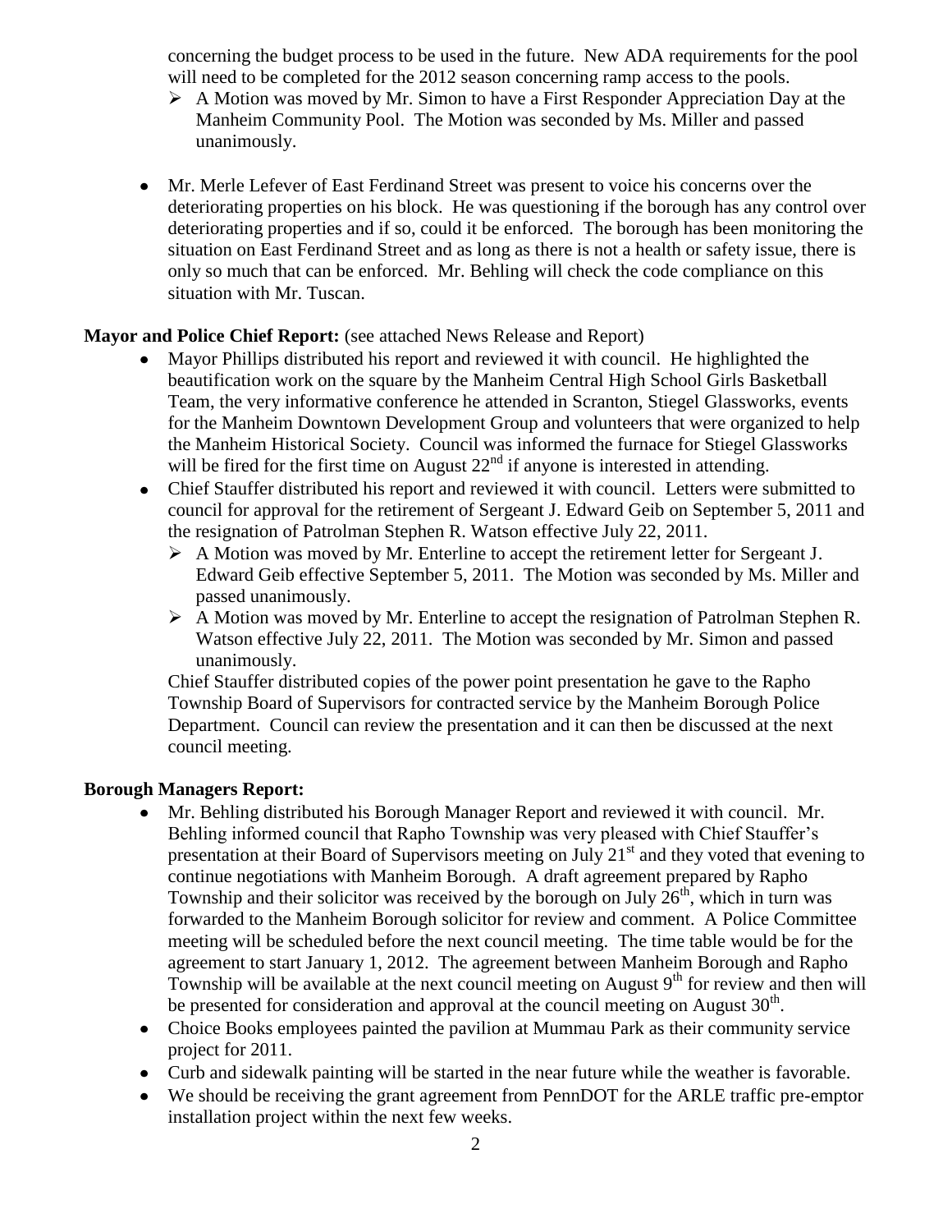concerning the budget process to be used in the future. New ADA requirements for the pool will need to be completed for the 2012 season concerning ramp access to the pools.

  - A Motion was moved by Mr. Simon to have a First Responder Appreciation Day at the Manheim Community Pool. The Motion was seconded by Ms. Miller and passed unanimously.

- Mr. Merle Lefever of East Ferdinand Street was present to voice his concerns over the deteriorating properties on his block. He was questioning if the borough has any control over deteriorating properties and if so, could it be enforced. The borough has been monitoring the situation on East Ferdinand Street and as long as there is not a health or safety issue, there is only so much that can be enforced. Mr. Behling will check the code compliance on this situation with Mr. Tuscan.

**Mayor and Police Chief Report:** (see attached News Release and Report)

- Mayor Phillips distributed his report and reviewed it with council. He highlighted the beautification work on the square by the Manheim Central High School Girls Basketball Team, the very informative conference he attended in Scranton, Stiegel Glassworks, events for the Manheim Downtown Development Group and volunteers that were organized to help the Manheim Historical Society. Council was informed the furnace for Stiegel Glassworks will be fired for the first time on August 22nd if anyone is interested in attending.
- Chief Stauffer distributed his report and reviewed it with council. Letters were submitted to council for approval for the retirement of Sergeant J. Edward Geib on September 5, 2011 and the resignation of Patrolman Stephen R. Watson effective July 22, 2011.
  - A Motion was moved by Mr. Enterline to accept the retirement letter for Sergeant J. Edward Geib effective September 5, 2011. The Motion was seconded by Ms. Miller and passed unanimously.
  - A Motion was moved by Mr. Enterline to accept the resignation of Patrolman Stephen R. Watson effective July 22, 2011. The Motion was seconded by Mr. Simon and passed unanimously.

  Chief Stauffer distributed copies of the power point presentation he gave to the Rapho Township Board of Supervisors for contracted service by the Manheim Borough Police Department. Council can review the presentation and it can then be discussed at the next council meeting.

**Borough Managers Report:**

- Mr. Behling distributed his Borough Manager Report and reviewed it with council. Mr. Behling informed council that Rapho Township was very pleased with Chief Stauffer's presentation at their Board of Supervisors meeting on July 21st and they voted that evening to continue negotiations with Manheim Borough. A draft agreement prepared by Rapho Township and their solicitor was received by the borough on July 26th, which in turn was forwarded to the Manheim Borough solicitor for review and comment. A Police Committee meeting will be scheduled before the next council meeting. The time table would be for the agreement to start January 1, 2012. The agreement between Manheim Borough and Rapho Township will be available at the next council meeting on August 9th for review and then will be presented for consideration and approval at the council meeting on August 30th.
- Choice Books employees painted the pavilion at Mummau Park as their community service project for 2011.
- Curb and sidewalk painting will be started in the near future while the weather is favorable.
- We should be receiving the grant agreement from PennDOT for the ARLE traffic pre-emptor installation project within the next few weeks.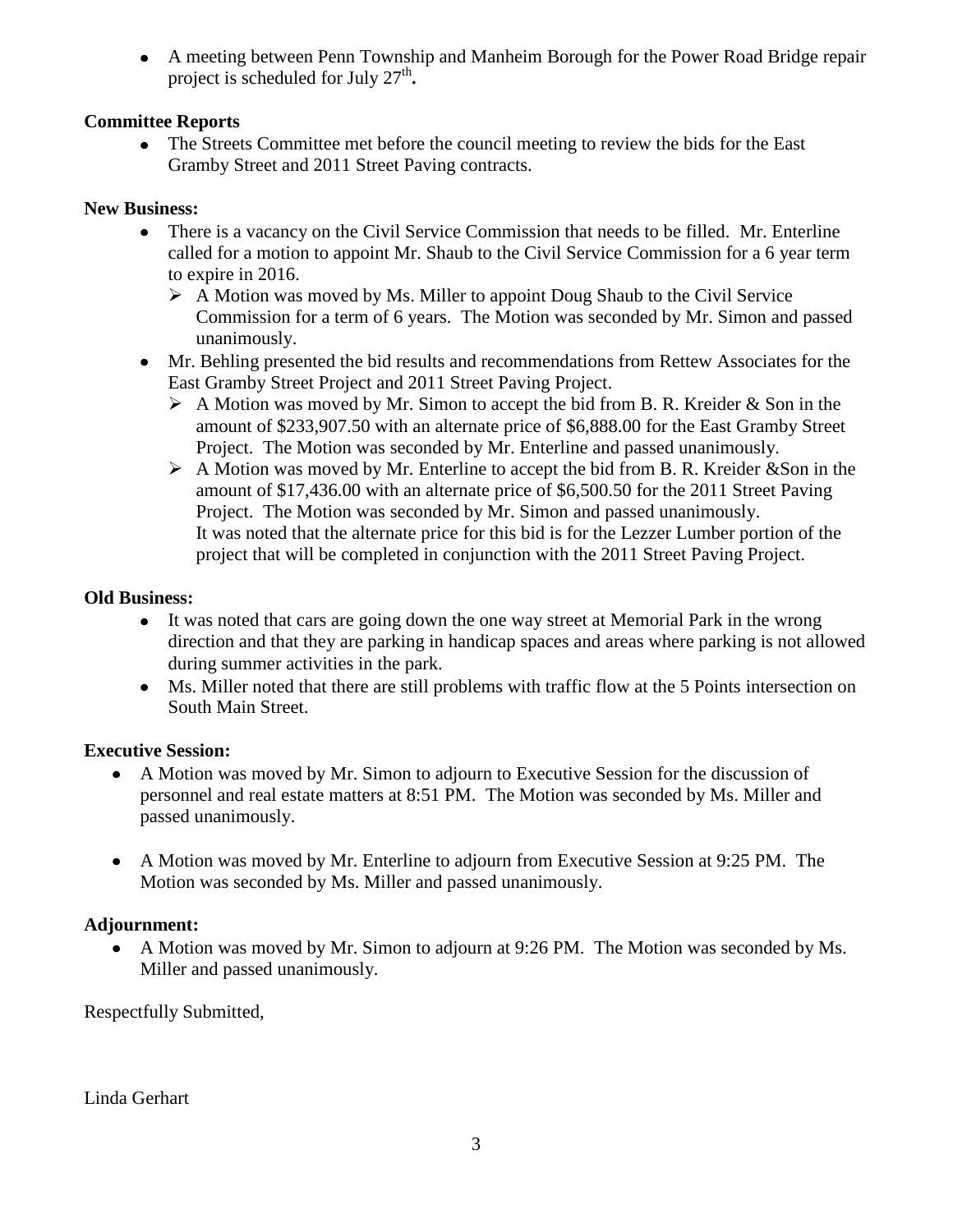- A meeting between Penn Township and Manheim Borough for the Power Road Bridge repair project is scheduled for July 27th**.**

**Committee Reports**

- The Streets Committee met before the council meeting to review the bids for the East Gramby Street and 2011 Street Paving contracts.

**New Business:**

- There is a vacancy on the Civil Service Commission that needs to be filled. Mr. Enterline called for a motion to appoint Mr. Shaub to the Civil Service Commission for a 6 year term to expire in 2016.
  - A Motion was moved by Ms. Miller to appoint Doug Shaub to the Civil Service Commission for a term of 6 years. The Motion was seconded by Mr. Simon and passed unanimously.
- Mr. Behling presented the bid results and recommendations from Rettew Associates for the East Gramby Street Project and 2011 Street Paving Project.
  - A Motion was moved by Mr. Simon to accept the bid from B. R. Kreider & Son in the amount of $233,907.50 with an alternate price of $6,888.00 for the East Gramby Street Project. The Motion was seconded by Mr. Enterline and passed unanimously.
  - A Motion was moved by Mr. Enterline to accept the bid from B. R. Kreider &Son in the amount of $17,436.00 with an alternate price of $6,500.50 for the 2011 Street Paving Project. The Motion was seconded by Mr. Simon and passed unanimously.
    It was noted that the alternate price for this bid is for the Lezzer Lumber portion of the project that will be completed in conjunction with the 2011 Street Paving Project.

**Old Business:**

- It was noted that cars are going down the one way street at Memorial Park in the wrong direction and that they are parking in handicap spaces and areas where parking is not allowed during summer activities in the park.
- Ms. Miller noted that there are still problems with traffic flow at the 5 Points intersection on South Main Street.

**Executive Session:**

- A Motion was moved by Mr. Simon to adjourn to Executive Session for the discussion of personnel and real estate matters at 8:51 PM. The Motion was seconded by Ms. Miller and passed unanimously.

- A Motion was moved by Mr. Enterline to adjourn from Executive Session at 9:25 PM. The Motion was seconded by Ms. Miller and passed unanimously.

**Adjournment:**

- A Motion was moved by Mr. Simon to adjourn at 9:26 PM. The Motion was seconded by Ms. Miller and passed unanimously.

Respectfully Submitted,

Linda Gerhart